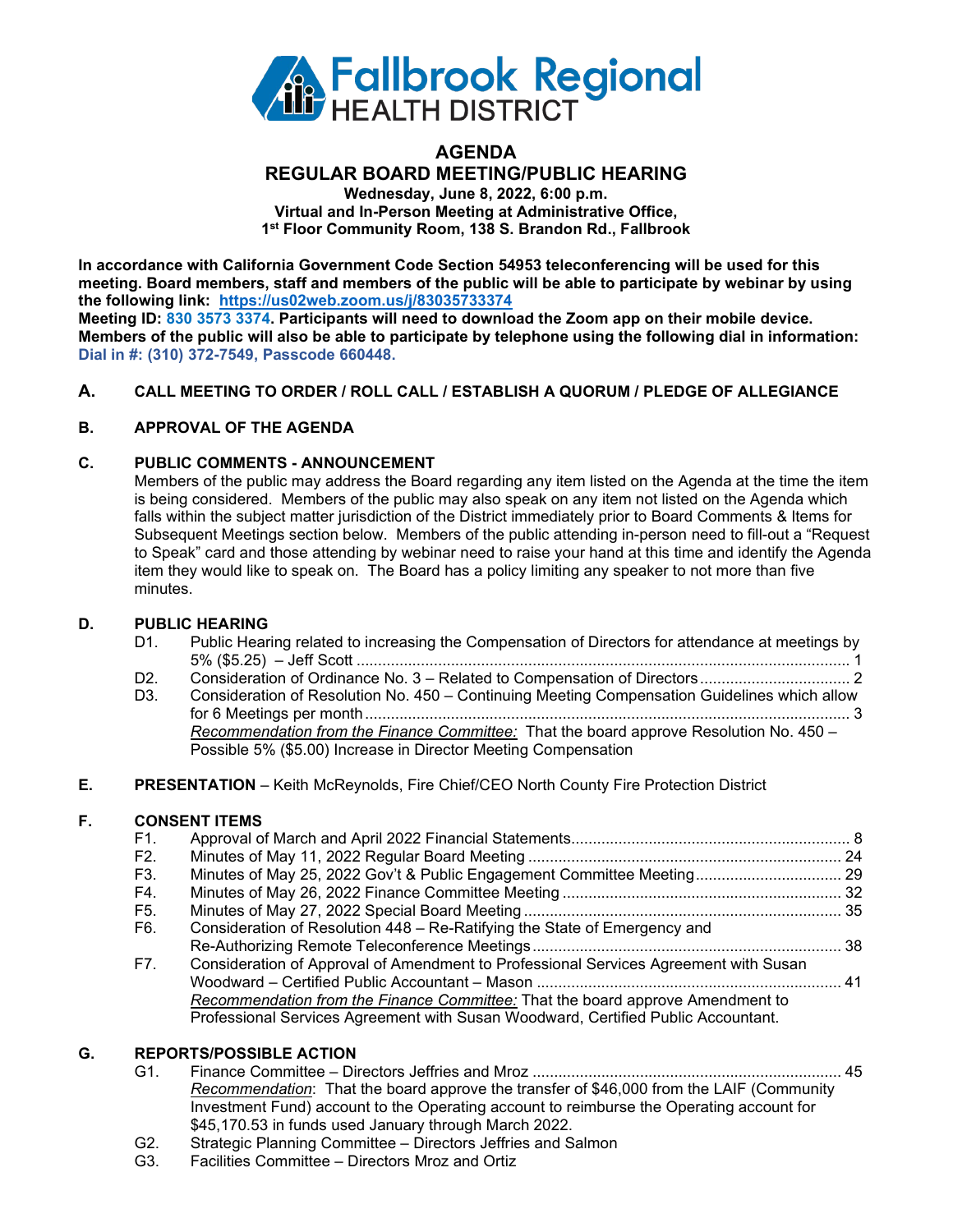Fallbrook Regional HEALTH DISTRICT

# AGENDA

## REGULAR BOARD MEETING/PUBLIC HEARING

**Wednesday, June 8, 2022, 6:00 p.m.**
**Virtual and In-Person Meeting at Administrative Office,**
**1st Floor Community Room, 138 S. Brandon Rd., Fallbrook**

**In accordance with California Government Code Section 54953 teleconferencing will be used for this meeting. Board members, staff and members of the public will be able to participate by webinar by using the following link: https://us02web.zoom.us/j/83035733374**
**Meeting ID: 830 3573 3374. Participants will need to download the Zoom app on their mobile device. Members of the public will also be able to participate by telephone using the following dial in information: Dial in #: (310) 372-7549, Passcode 660448.**

### A. CALL MEETING TO ORDER / ROLL CALL / ESTABLISH A QUORUM / PLEDGE OF ALLEGIANCE

### B. APPROVAL OF THE AGENDA

### C. PUBLIC COMMENTS - ANNOUNCEMENT

Members of the public may address the Board regarding any item listed on the Agenda at the time the item is being considered. Members of the public may also speak on any item not listed on the Agenda which falls within the subject matter jurisdiction of the District immediately prior to Board Comments & Items for Subsequent Meetings section below. Members of the public attending in-person need to fill-out a "Request to Speak" card and those attending by webinar need to raise your hand at this time and identify the Agenda item they would like to speak on. The Board has a policy limiting any speaker to not more than five minutes.

### D. PUBLIC HEARING

- D1. Public Hearing related to increasing the Compensation of Directors for attendance at meetings by 5% ($5.25) – Jeff Scott .................... 1
- D2. Consideration of Ordinance No. 3 – Related to Compensation of Directors .................... 2
- D3. Consideration of Resolution No. 450 – Continuing Meeting Compensation Guidelines which allow for 6 Meetings per month .................... 3
  *Recommendation from the Finance Committee:* That the board approve Resolution No. 450 – Possible 5% ($5.00) Increase in Director Meeting Compensation

### E. PRESENTATION – Keith McReynolds, Fire Chief/CEO North County Fire Protection District

### F. CONSENT ITEMS

- F1. Approval of March and April 2022 Financial Statements .................... 8
- F2. Minutes of May 11, 2022 Regular Board Meeting .................... 24
- F3. Minutes of May 25, 2022 Gov't & Public Engagement Committee Meeting .................... 29
- F4. Minutes of May 26, 2022 Finance Committee Meeting .................... 32
- F5. Minutes of May 27, 2022 Special Board Meeting .................... 35
- F6. Consideration of Resolution 448 – Re-Ratifying the State of Emergency and Re-Authorizing Remote Teleconference Meetings .................... 38
- F7. Consideration of Approval of Amendment to Professional Services Agreement with Susan Woodward – Certified Public Accountant – Mason .................... 41
  *Recommendation from the Finance Committee:* That the board approve Amendment to Professional Services Agreement with Susan Woodward, Certified Public Accountant.

### G. REPORTS/POSSIBLE ACTION

- G1. Finance Committee – Directors Jeffries and Mroz .................... 45
  *Recommendation*: That the board approve the transfer of $46,000 from the LAIF (Community Investment Fund) account to the Operating account to reimburse the Operating account for $45,170.53 in funds used January through March 2022.
- G2. Strategic Planning Committee – Directors Jeffries and Salmon
- G3. Facilities Committee – Directors Mroz and Ortiz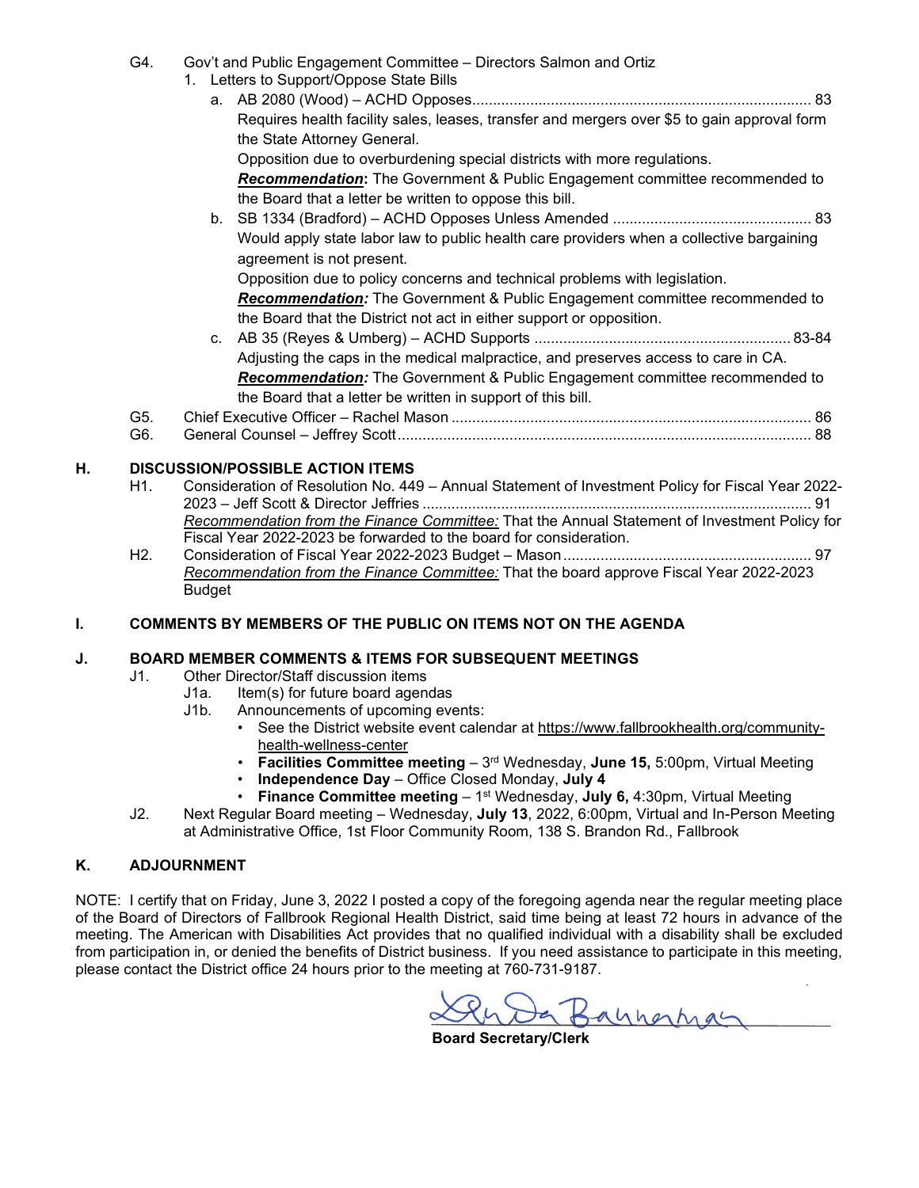G4. Gov't and Public Engagement Committee – Directors Salmon and Ortiz

1. Letters to Support/Oppose State Bills
   a. AB 2080 (Wood) – ACHD Opposes.................................................................................. 83
      Requires health facility sales, leases, transfer and mergers over $5 to gain approval form the State Attorney General.
      Opposition due to overburdening special districts with more regulations.
      ***Recommendation*:** The Government & Public Engagement committee recommended to the Board that a letter be written to oppose this bill.
   b. SB 1334 (Bradford) – ACHD Opposes Unless Amended ................................................ 83
      Would apply state labor law to public health care providers when a collective bargaining agreement is not present.
      Opposition due to policy concerns and technical problems with legislation.
      ***Recommendation:*** The Government & Public Engagement committee recommended to the Board that the District not act in either support or opposition.
   c. AB 35 (Reyes & Umberg) – ACHD Supports ............................................................. 83-84
      Adjusting the caps in the medical malpractice, and preserves access to care in CA.
      ***Recommendation:*** The Government & Public Engagement committee recommended to the Board that a letter be written in support of this bill.

G5. Chief Executive Officer – Rachel Mason ...................................................................................... 86

G6. General Counsel – Jeffrey Scott.................................................................................................... 88

## H. DISCUSSION/POSSIBLE ACTION ITEMS

H1. Consideration of Resolution No. 449 – Annual Statement of Investment Policy for Fiscal Year 2022-2023 – Jeff Scott & Director Jeffries .............................................................................................. 91
*Recommendation from the Finance Committee:* That the Annual Statement of Investment Policy for Fiscal Year 2022-2023 be forwarded to the board for consideration.

H2. Consideration of Fiscal Year 2022-2023 Budget – Mason ............................................................ 97
*Recommendation from the Finance Committee:* That the board approve Fiscal Year 2022-2023 Budget

## I. COMMENTS BY MEMBERS OF THE PUBLIC ON ITEMS NOT ON THE AGENDA

## J. BOARD MEMBER COMMENTS & ITEMS FOR SUBSEQUENT MEETINGS

J1. Other Director/Staff discussion items

J1a. Item(s) for future board agendas

J1b. Announcements of upcoming events:

- See the District website event calendar at https://www.fallbrookhealth.org/community-health-wellness-center
- **Facilities Committee meeting** – 3rd Wednesday, **June 15,** 5:00pm, Virtual Meeting
- **Independence Day** – Office Closed Monday, **July 4**
- **Finance Committee meeting** – 1st Wednesday, **July 6,** 4:30pm, Virtual Meeting

J2. Next Regular Board meeting – Wednesday, **July 13**, 2022, 6:00pm, Virtual and In-Person Meeting at Administrative Office, 1st Floor Community Room, 138 S. Brandon Rd., Fallbrook

## K. ADJOURNMENT

NOTE: I certify that on Friday, June 3, 2022 I posted a copy of the foregoing agenda near the regular meeting place of the Board of Directors of Fallbrook Regional Health District, said time being at least 72 hours in advance of the meeting. The American with Disabilities Act provides that no qualified individual with a disability shall be excluded from participation in, or denied the benefits of District business. If you need assistance to participate in this meeting, please contact the District office 24 hours prior to the meeting at 760-731-9187.

LinDa Bannerman

**Board Secretary/Clerk**